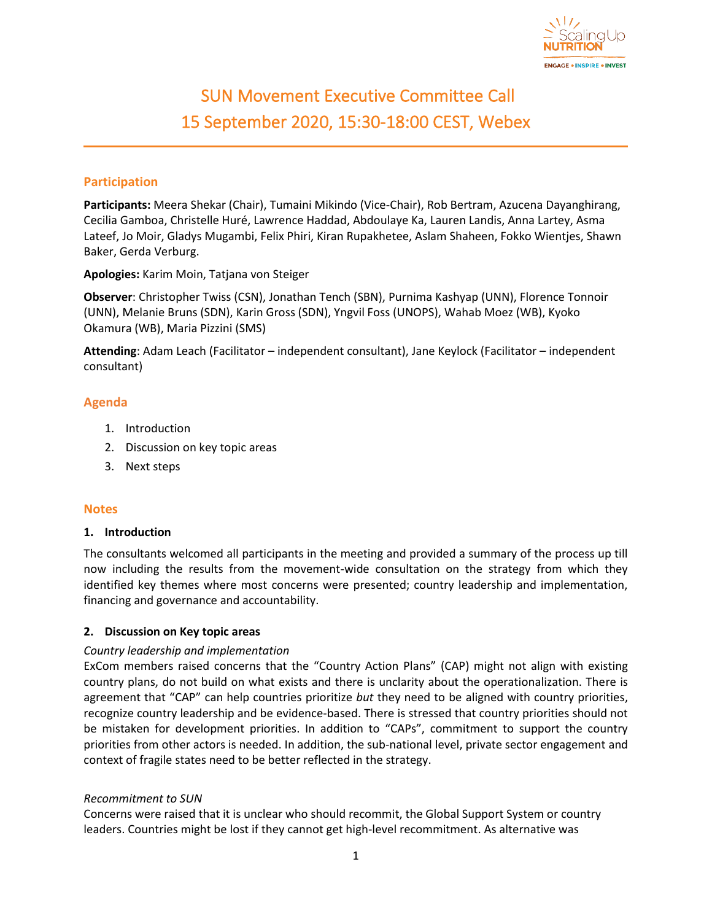# SUN Movement Executive Committee Call
## 15 September 2020, 15:30-18:00 CEST, Webex

### Participation

**Participants:** Meera Shekar (Chair), Tumaini Mikindo (Vice-Chair), Rob Bertram, Azucena Dayanghirang, Cecilia Gamboa, Christelle Huré, Lawrence Haddad, Abdoulaye Ka, Lauren Landis, Anna Lartey, Asma Lateef, Jo Moir, Gladys Mugambi, Felix Phiri, Kiran Rupakhetee, Aslam Shaheen, Fokko Wientjes, Shawn Baker, Gerda Verburg.

**Apologies:** Karim Moin, Tatjana von Steiger

**Observer**: Christopher Twiss (CSN), Jonathan Tench (SBN), Purnima Kashyap (UNN), Florence Tonnoir (UNN), Melanie Bruns (SDN), Karin Gross (SDN), Yngvil Foss (UNOPS), Wahab Moez (WB), Kyoko Okamura (WB), Maria Pizzini (SMS)

**Attending**: Adam Leach (Facilitator – independent consultant), Jane Keylock (Facilitator – independent consultant)

### Agenda

1. Introduction
2. Discussion on key topic areas
3. Next steps

### Notes

**1. Introduction**

The consultants welcomed all participants in the meeting and provided a summary of the process up till now including the results from the movement-wide consultation on the strategy from which they identified key themes where most concerns were presented; country leadership and implementation, financing and governance and accountability.

**2. Discussion on Key topic areas**

*Country leadership and implementation*

ExCom members raised concerns that the "Country Action Plans" (CAP) might not align with existing country plans, do not build on what exists and there is unclarity about the operationalization. There is agreement that "CAP" can help countries prioritize *but* they need to be aligned with country priorities, recognize country leadership and be evidence-based. There is stressed that country priorities should not be mistaken for development priorities. In addition to "CAPs", commitment to support the country priorities from other actors is needed. In addition, the sub-national level, private sector engagement and context of fragile states need to be better reflected in the strategy.

*Recommitment to SUN*

Concerns were raised that it is unclear who should recommit, the Global Support System or country leaders. Countries might be lost if they cannot get high-level recommitment. As alternative was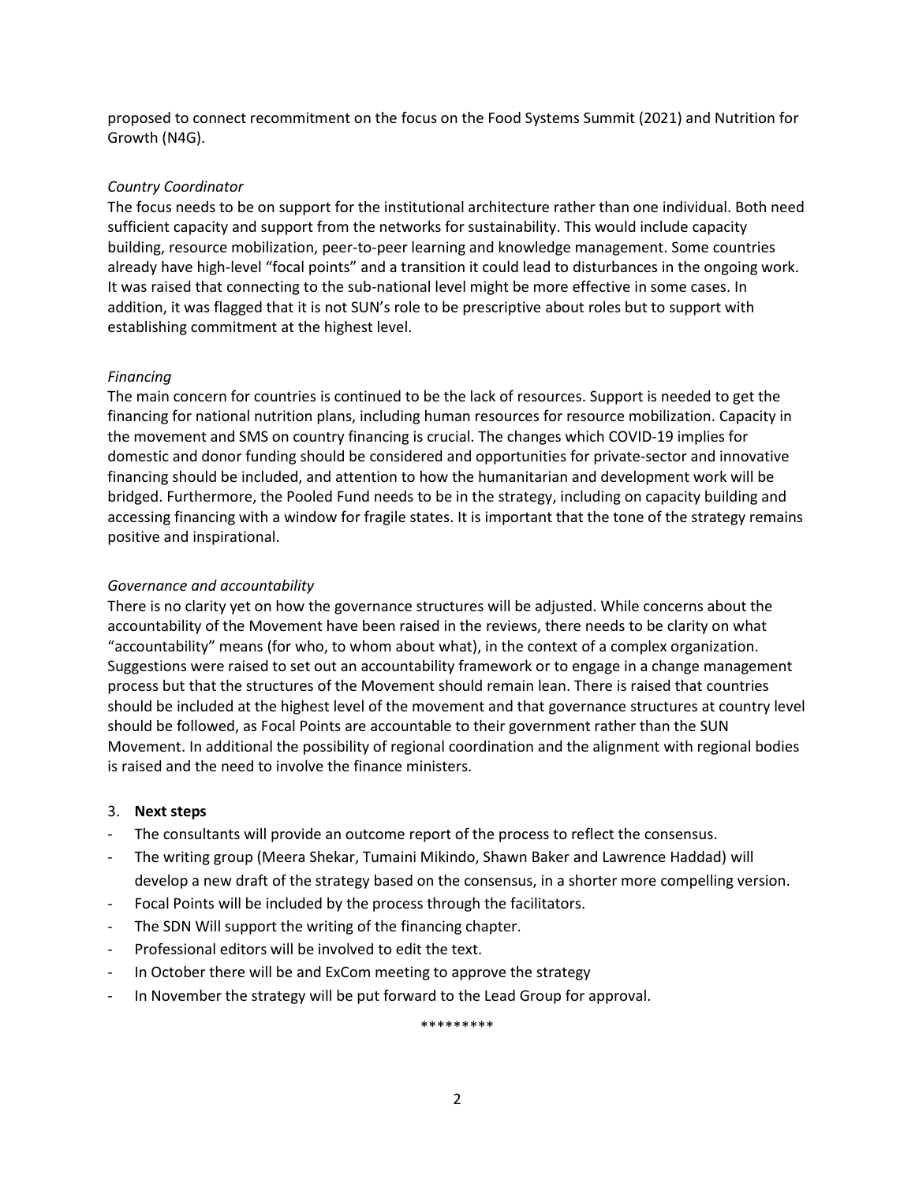proposed to connect recommitment on the focus on the Food Systems Summit (2021) and Nutrition for Growth (N4G).

*Country Coordinator*

The focus needs to be on support for the institutional architecture rather than one individual. Both need sufficient capacity and support from the networks for sustainability. This would include capacity building, resource mobilization, peer-to-peer learning and knowledge management. Some countries already have high-level "focal points" and a transition it could lead to disturbances in the ongoing work. It was raised that connecting to the sub-national level might be more effective in some cases. In addition, it was flagged that it is not SUN's role to be prescriptive about roles but to support with establishing commitment at the highest level.

*Financing*

The main concern for countries is continued to be the lack of resources. Support is needed to get the financing for national nutrition plans, including human resources for resource mobilization. Capacity in the movement and SMS on country financing is crucial. The changes which COVID-19 implies for domestic and donor funding should be considered and opportunities for private-sector and innovative financing should be included, and attention to how the humanitarian and development work will be bridged. Furthermore, the Pooled Fund needs to be in the strategy, including on capacity building and accessing financing with a window for fragile states. It is important that the tone of the strategy remains positive and inspirational.

*Governance and accountability*

There is no clarity yet on how the governance structures will be adjusted. While concerns about the accountability of the Movement have been raised in the reviews, there needs to be clarity on what "accountability" means (for who, to whom about what), in the context of a complex organization. Suggestions were raised to set out an accountability framework or to engage in a change management process but that the structures of the Movement should remain lean. There is raised that countries should be included at the highest level of the movement and that governance structures at country level should be followed, as Focal Points are accountable to their government rather than the SUN Movement. In additional the possibility of regional coordination and the alignment with regional bodies is raised and the need to involve the finance ministers.

3. **Next steps**

- The consultants will provide an outcome report of the process to reflect the consensus.
- The writing group (Meera Shekar, Tumaini Mikindo, Shawn Baker and Lawrence Haddad) will develop a new draft of the strategy based on the consensus, in a shorter more compelling version.
- Focal Points will be included by the process through the facilitators.
- The SDN Will support the writing of the financing chapter.
- Professional editors will be involved to edit the text.
- In October there will be and ExCom meeting to approve the strategy
- In November the strategy will be put forward to the Lead Group for approval.

*********